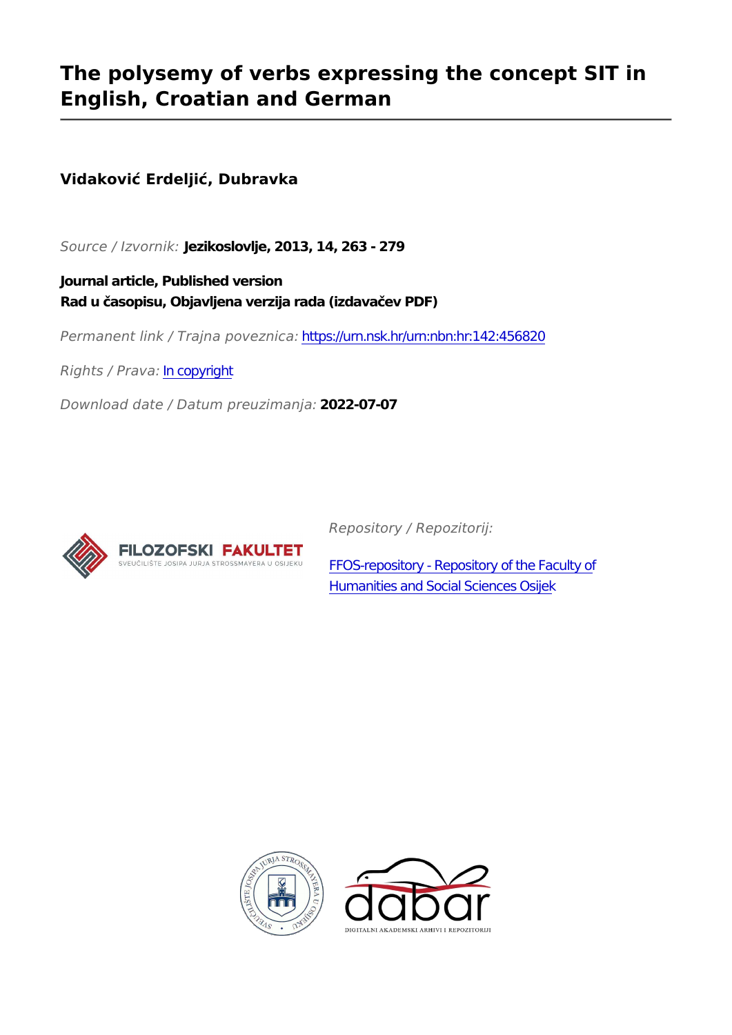# The polysemy of verbs expressing the concept SIT in English, Croatian and German

**Vidaković Erdeljić, Dubravka**

*Source / Izvornik:* **Jezikoslovlje, 2013, 14, 263 - 279**

**Journal article, Published version**
**Rad u časopisu, Objavljena verzija rada (izdavačev PDF)**

*Permanent link / Trajna poveznica:* https://urn.nsk.hr/urn:nbn:hr:142:456820

*Rights / Prava:* In copyright

*Download date / Datum preuzimanja:* **2022-07-07**

*Repository / Repozitorij:*

FFOS-repository - Repository of the Faculty of Humanities and Social Sciences Osijek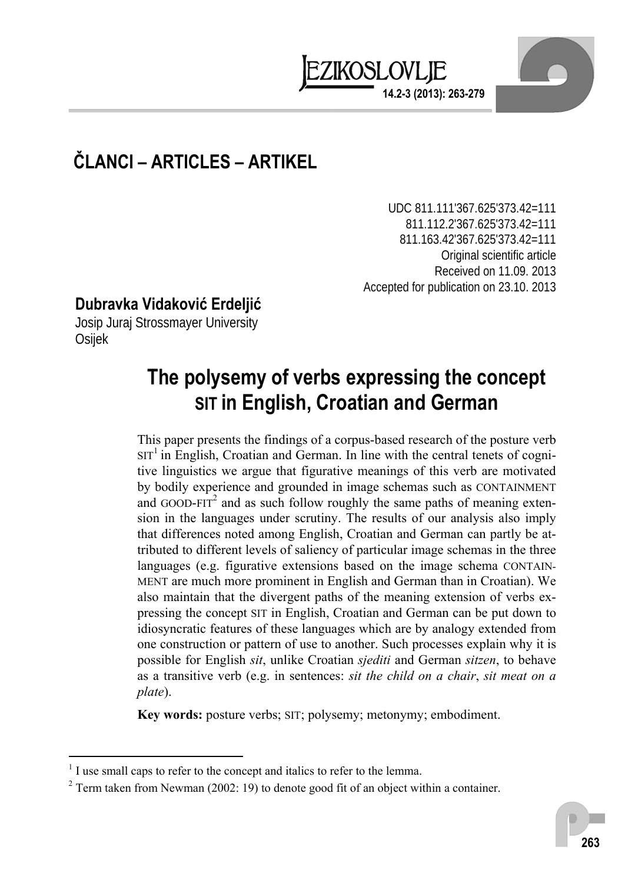## ČLANCI – ARTICLES – ARTIKEL

UDC 811.111'367.625'373.42=111
811.112.2'367.625'373.42=111
811.163.42'367.625'373.42=111
Original scientific article
Received on 11.09. 2013
Accepted for publication on 23.10. 2013

**Dubravka Vidaković Erdeljić**
Josip Juraj Strossmayer University
Osijek

# The polysemy of verbs expressing the concept SIT in English, Croatian and German

This paper presents the findings of a corpus-based research of the posture verb SIT[1] in English, Croatian and German. In line with the central tenets of cognitive linguistics we argue that figurative meanings of this verb are motivated by bodily experience and grounded in image schemas such as CONTAINMENT and GOOD-FIT[2] and as such follow roughly the same paths of meaning extension in the languages under scrutiny. The results of our analysis also imply that differences noted among English, Croatian and German can partly be attributed to different levels of saliency of particular image schemas in the three languages (e.g. figurative extensions based on the image schema CONTAINMENT are much more prominent in English and German than in Croatian). We also maintain that the divergent paths of the meaning extension of verbs expressing the concept SIT in English, Croatian and German can be put down to idiosyncratic features of these languages which are by analogy extended from one construction or pattern of use to another. Such processes explain why it is possible for English *sit*, unlike Croatian *sjediti* and German *sitzen*, to behave as a transitive verb (e.g. in sentences: *sit the child on a chair*, *sit meat on a plate*).

**Key words:** posture verbs; SIT; polysemy; metonymy; embodiment.

---

[1] I use small caps to refer to the concept and italics to refer to the lemma.

[2] Term taken from Newman (2002: 19) to denote good fit of an object within a container.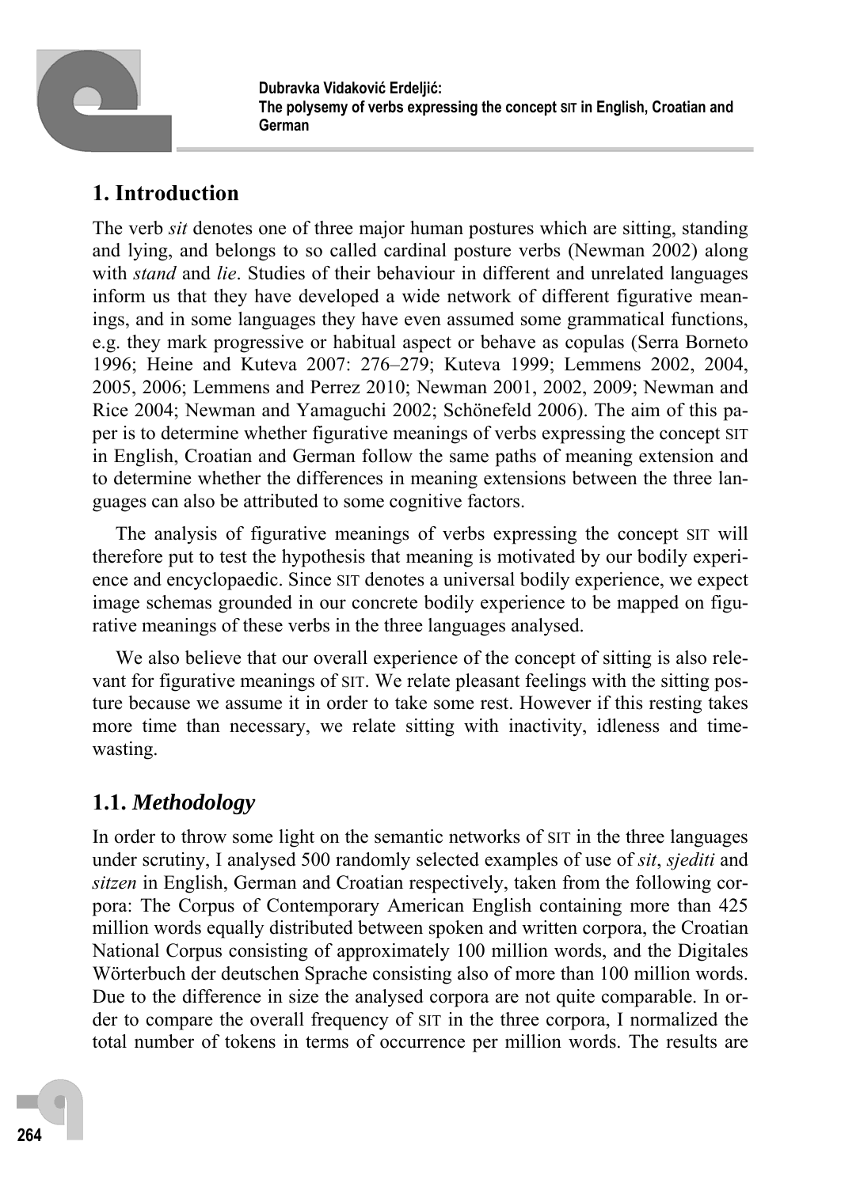# 1. Introduction

The verb *sit* denotes one of three major human postures which are sitting, standing and lying, and belongs to so called cardinal posture verbs (Newman 2002) along with *stand* and *lie*. Studies of their behaviour in different and unrelated languages inform us that they have developed a wide network of different figurative meanings, and in some languages they have even assumed some grammatical functions, e.g. they mark progressive or habitual aspect or behave as copulas (Serra Borneto 1996; Heine and Kuteva 2007: 276–279; Kuteva 1999; Lemmens 2002, 2004, 2005, 2006; Lemmens and Perrez 2010; Newman 2001, 2002, 2009; Newman and Rice 2004; Newman and Yamaguchi 2002; Schönefeld 2006). The aim of this paper is to determine whether figurative meanings of verbs expressing the concept SIT in English, Croatian and German follow the same paths of meaning extension and to determine whether the differences in meaning extensions between the three languages can also be attributed to some cognitive factors.

The analysis of figurative meanings of verbs expressing the concept SIT will therefore put to test the hypothesis that meaning is motivated by our bodily experience and encyclopaedic. Since SIT denotes a universal bodily experience, we expect image schemas grounded in our concrete bodily experience to be mapped on figurative meanings of these verbs in the three languages analysed.

We also believe that our overall experience of the concept of sitting is also relevant for figurative meanings of SIT. We relate pleasant feelings with the sitting posture because we assume it in order to take some rest. However if this resting takes more time than necessary, we relate sitting with inactivity, idleness and time-wasting.

## 1.1. *Methodology*

In order to throw some light on the semantic networks of SIT in the three languages under scrutiny, I analysed 500 randomly selected examples of use of *sit*, *sjediti* and *sitzen* in English, German and Croatian respectively, taken from the following corpora: The Corpus of Contemporary American English containing more than 425 million words equally distributed between spoken and written corpora, the Croatian National Corpus consisting of approximately 100 million words, and the Digitales Wörterbuch der deutschen Sprache consisting also of more than 100 million words. Due to the difference in size the analysed corpora are not quite comparable. In order to compare the overall frequency of SIT in the three corpora, I normalized the total number of tokens in terms of occurrence per million words. The results are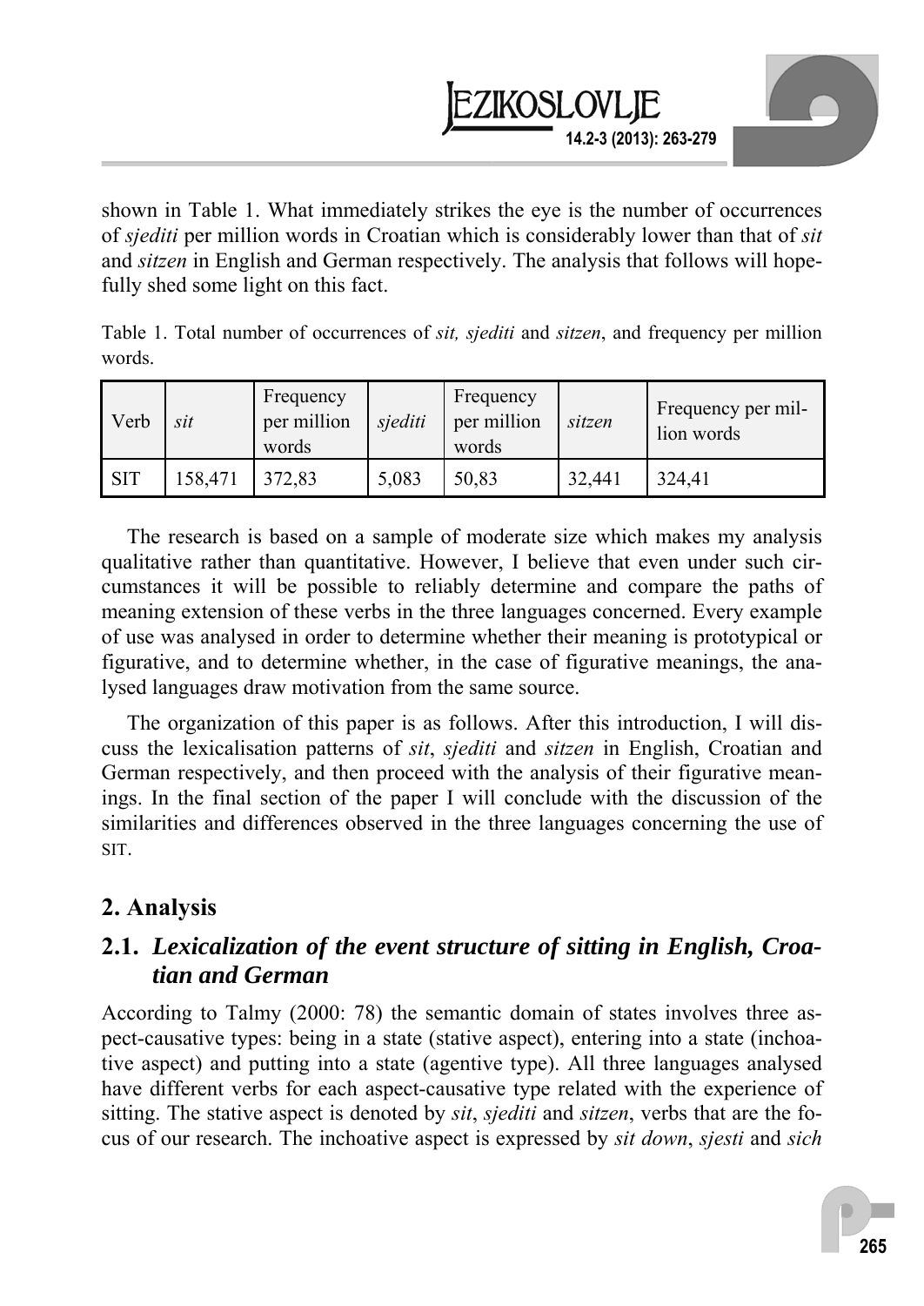shown in Table 1. What immediately strikes the eye is the number of occurrences of *sjediti* per million words in Croatian which is considerably lower than that of *sit* and *sitzen* in English and German respectively. The analysis that follows will hopefully shed some light on this fact.

Table 1. Total number of occurrences of *sit, sjediti* and *sitzen*, and frequency per million words.

| Verb | *sit* | Frequency per million words | *sjediti* | Frequency per million words | *sitzen* | Frequency per million words |
|---|---|---|---|---|---|---|
| SIT | 158,471 | 372,83 | 5,083 | 50,83 | 32,441 | 324,41 |

The research is based on a sample of moderate size which makes my analysis qualitative rather than quantitative. However, I believe that even under such circumstances it will be possible to reliably determine and compare the paths of meaning extension of these verbs in the three languages concerned. Every example of use was analysed in order to determine whether their meaning is prototypical or figurative, and to determine whether, in the case of figurative meanings, the analysed languages draw motivation from the same source.

The organization of this paper is as follows. After this introduction, I will discuss the lexicalisation patterns of *sit*, *sjediti* and *sitzen* in English, Croatian and German respectively, and then proceed with the analysis of their figurative meanings. In the final section of the paper I will conclude with the discussion of the similarities and differences observed in the three languages concerning the use of SIT.

## 2. Analysis

### 2.1. *Lexicalization of the event structure of sitting in English, Croatian and German*

According to Talmy (2000: 78) the semantic domain of states involves three aspect-causative types: being in a state (stative aspect), entering into a state (inchoative aspect) and putting into a state (agentive type). All three languages analysed have different verbs for each aspect-causative type related with the experience of sitting. The stative aspect is denoted by *sit*, *sjediti* and *sitzen*, verbs that are the focus of our research. The inchoative aspect is expressed by *sit down*, *sjesti* and *sich*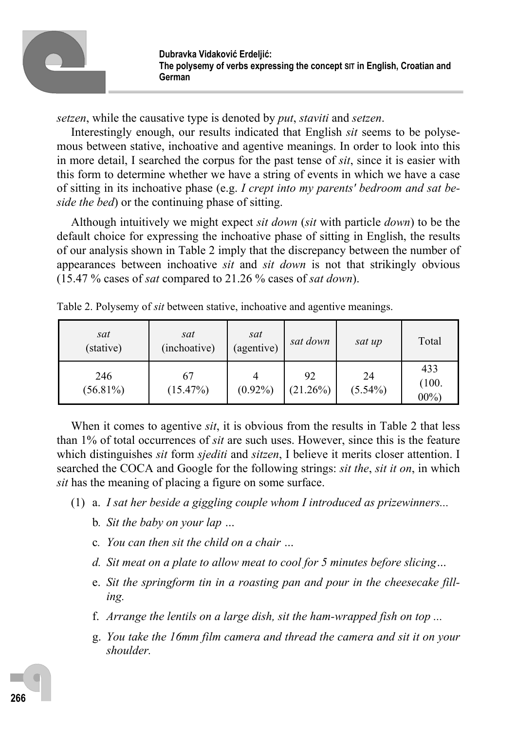*setzen*, while the causative type is denoted by *put*, *staviti* and *setzen*.

Interestingly enough, our results indicated that English *sit* seems to be polysemous between stative, inchoative and agentive meanings. In order to look into this in more detail, I searched the corpus for the past tense of *sit*, since it is easier with this form to determine whether we have a string of events in which we have a case of sitting in its inchoative phase (e.g. *I crept into my parents' bedroom and sat beside the bed*) or the continuing phase of sitting.

Although intuitively we might expect *sit down* (*sit* with particle *down*) to be the default choice for expressing the inchoative phase of sitting in English, the results of our analysis shown in Table 2 imply that the discrepancy between the number of appearances between inchoative *sit* and *sit down* is not that strikingly obvious (15.47 % cases of *sat* compared to 21.26 % cases of *sat down*).

Table 2. Polysemy of *sit* between stative, inchoative and agentive meanings.

| *sat* (stative) | *sat* (inchoative) | *sat* (agentive) | *sat down* | *sat up* | Total |
|---|---|---|---|---|---|
| 246 (56.81%) | 67 (15.47%) | 4 (0.92%) | 92 (21.26%) | 24 (5.54%) | 433 (100.00%) |

When it comes to agentive *sit*, it is obvious from the results in Table 2 that less than 1% of total occurrences of *sit* are such uses. However, since this is the feature which distinguishes *sit* form *sjediti* and *sitzen*, I believe it merits closer attention. I searched the COCA and Google for the following strings: *sit the*, *sit it on*, in which *sit* has the meaning of placing a figure on some surface.

(1) a. *I sat her beside a giggling couple whom I introduced as prizewinners...*

b. *Sit the baby on your lap …*

c. *You can then sit the child on a chair …*

*d. Sit meat on a plate to allow meat to cool for 5 minutes before slicing…*

e. *Sit the springform tin in a roasting pan and pour in the cheesecake filling.*

f. *Arrange the lentils on a large dish, sit the ham-wrapped fish on top ...*

g. *You take the 16mm film camera and thread the camera and sit it on your shoulder.*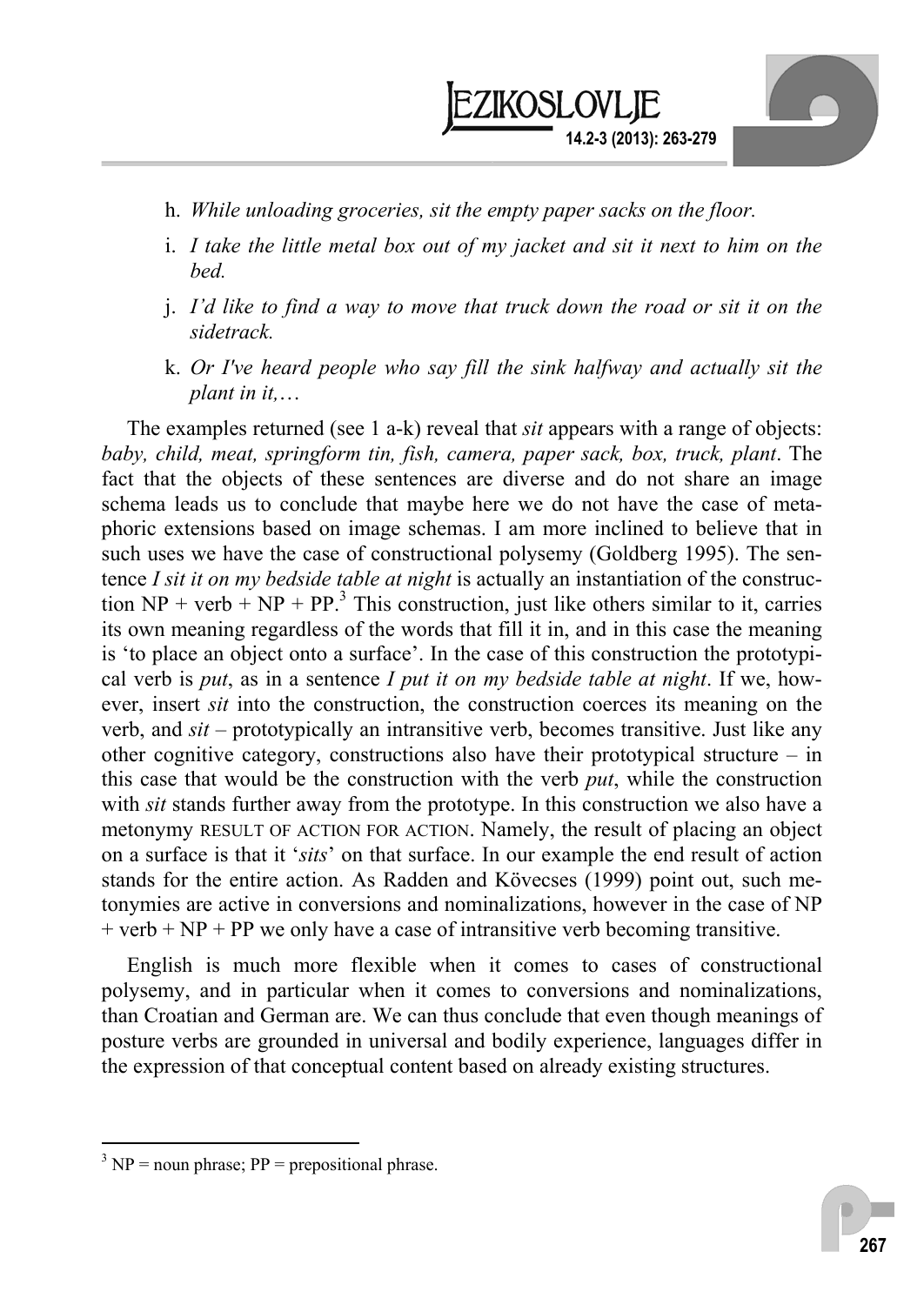h. *While unloading groceries, sit the empty paper sacks on the floor.*

i. *I take the little metal box out of my jacket and sit it next to him on the bed.*

j. *I'd like to find a way to move that truck down the road or sit it on the sidetrack.*

k. *Or I've heard people who say fill the sink halfway and actually sit the plant in it,…*

The examples returned (see 1 a-k) reveal that *sit* appears with a range of objects: *baby, child, meat, springform tin, fish, camera, paper sack, box, truck, plant*. The fact that the objects of these sentences are diverse and do not share an image schema leads us to conclude that maybe here we do not have the case of metaphoric extensions based on image schemas. I am more inclined to believe that in such uses we have the case of constructional polysemy (Goldberg 1995). The sentence *I sit it on my bedside table at night* is actually an instantiation of the construction NP + verb + NP + PP.[3] This construction, just like others similar to it, carries its own meaning regardless of the words that fill it in, and in this case the meaning is 'to place an object onto a surface'. In the case of this construction the prototypical verb is *put*, as in a sentence *I put it on my bedside table at night*. If we, however, insert *sit* into the construction, the construction coerces its meaning on the verb, and *sit* – prototypically an intransitive verb, becomes transitive. Just like any other cognitive category, constructions also have their prototypical structure – in this case that would be the construction with the verb *put*, while the construction with *sit* stands further away from the prototype. In this construction we also have a metonymy RESULT OF ACTION FOR ACTION. Namely, the result of placing an object on a surface is that it '*sits*' on that surface. In our example the end result of action stands for the entire action. As Radden and Kövecses (1999) point out, such metonymies are active in conversions and nominalizations, however in the case of NP + verb + NP + PP we only have a case of intransitive verb becoming transitive.

English is much more flexible when it comes to cases of constructional polysemy, and in particular when it comes to conversions and nominalizations, than Croatian and German are. We can thus conclude that even though meanings of posture verbs are grounded in universal and bodily experience, languages differ in the expression of that conceptual content based on already existing structures.

[3] NP = noun phrase; PP = prepositional phrase.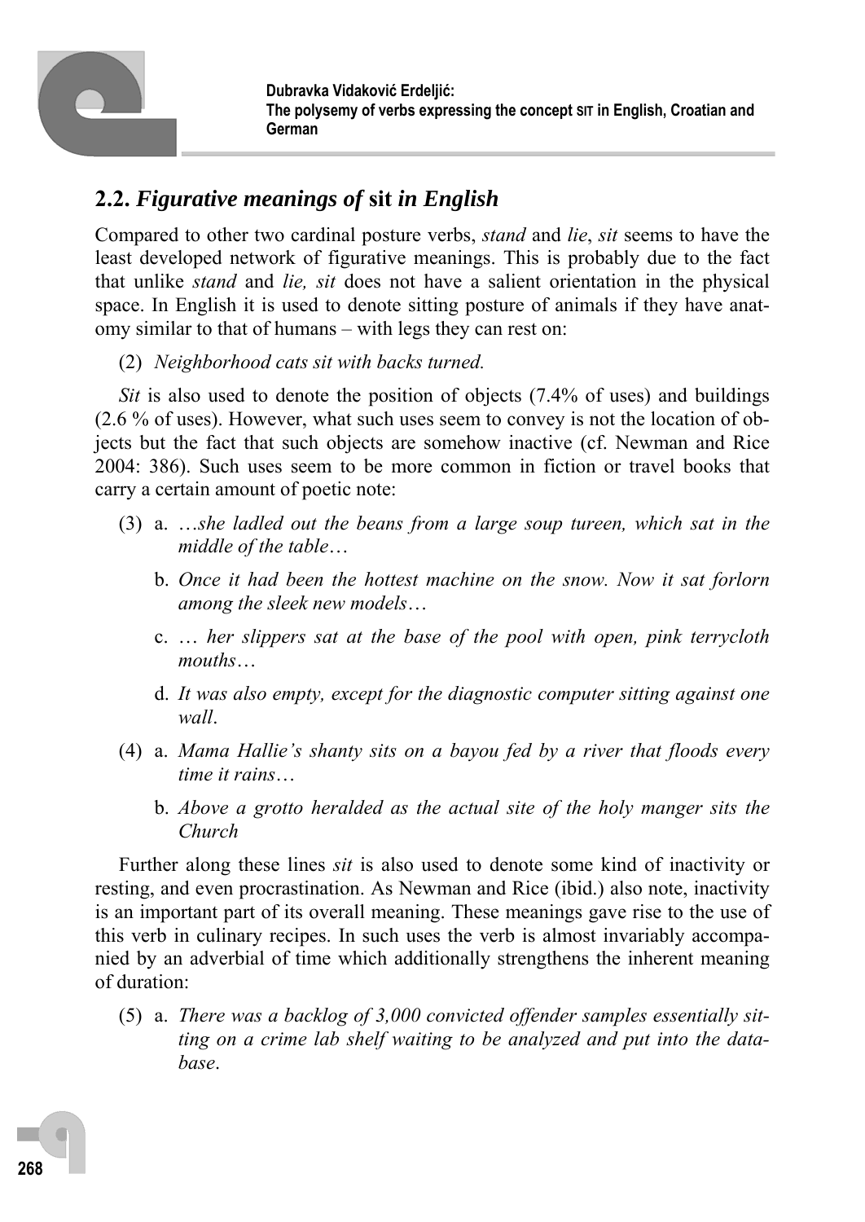## 2.2. *Figurative meanings of* sit *in English*

Compared to other two cardinal posture verbs, *stand* and *lie*, *sit* seems to have the least developed network of figurative meanings. This is probably due to the fact that unlike *stand* and *lie, sit* does not have a salient orientation in the physical space. In English it is used to denote sitting posture of animals if they have anatomy similar to that of humans – with legs they can rest on:

(2) *Neighborhood cats sit with backs turned.*

*Sit* is also used to denote the position of objects (7.4% of uses) and buildings (2.6 % of uses). However, what such uses seem to convey is not the location of objects but the fact that such objects are somehow inactive (cf. Newman and Rice 2004: 386). Such uses seem to be more common in fiction or travel books that carry a certain amount of poetic note:

(3) a. *…she ladled out the beans from a large soup tureen, which sat in the middle of the table…*

b. *Once it had been the hottest machine on the snow. Now it sat forlorn among the sleek new models…*

c. *… her slippers sat at the base of the pool with open, pink terrycloth mouths…*

d. *It was also empty, except for the diagnostic computer sitting against one wall*.

(4) a. *Mama Hallie's shanty sits on a bayou fed by a river that floods every time it rains…*

b. *Above a grotto heralded as the actual site of the holy manger sits the Church*

Further along these lines *sit* is also used to denote some kind of inactivity or resting, and even procrastination. As Newman and Rice (ibid.) also note, inactivity is an important part of its overall meaning. These meanings gave rise to the use of this verb in culinary recipes. In such uses the verb is almost invariably accompanied by an adverbial of time which additionally strengthens the inherent meaning of duration:

(5) a. *There was a backlog of 3,000 convicted offender samples essentially sitting on a crime lab shelf waiting to be analyzed and put into the database*.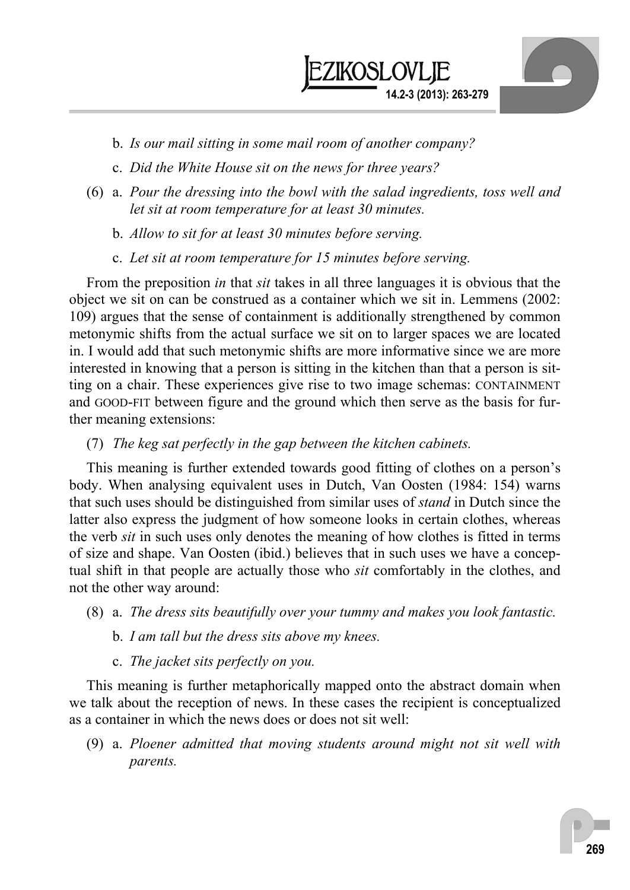b. *Is our mail sitting in some mail room of another company?*

c. *Did the White House sit on the news for three years?*

(6) a. *Pour the dressing into the bowl with the salad ingredients, toss well and let sit at room temperature for at least 30 minutes.*

b. *Allow to sit for at least 30 minutes before serving.*

c. *Let sit at room temperature for 15 minutes before serving.*

From the preposition *in* that *sit* takes in all three languages it is obvious that the object we sit on can be construed as a container which we sit in. Lemmens (2002: 109) argues that the sense of containment is additionally strengthened by common metonymic shifts from the actual surface we sit on to larger spaces we are located in. I would add that such metonymic shifts are more informative since we are more interested in knowing that a person is sitting in the kitchen than that a person is sitting on a chair. These experiences give rise to two image schemas: CONTAINMENT and GOOD-FIT between figure and the ground which then serve as the basis for further meaning extensions:

(7) *The keg sat perfectly in the gap between the kitchen cabinets.*

This meaning is further extended towards good fitting of clothes on a person's body. When analysing equivalent uses in Dutch, Van Oosten (1984: 154) warns that such uses should be distinguished from similar uses of *stand* in Dutch since the latter also express the judgment of how someone looks in certain clothes, whereas the verb *sit* in such uses only denotes the meaning of how clothes is fitted in terms of size and shape. Van Oosten (ibid.) believes that in such uses we have a conceptual shift in that people are actually those who *sit* comfortably in the clothes, and not the other way around:

(8) a. *The dress sits beautifully over your tummy and makes you look fantastic.*

b. *I am tall but the dress sits above my knees.*

c. *The jacket sits perfectly on you.*

This meaning is further metaphorically mapped onto the abstract domain when we talk about the reception of news. In these cases the recipient is conceptualized as a container in which the news does or does not sit well:

(9) a. *Ploener admitted that moving students around might not sit well with parents.*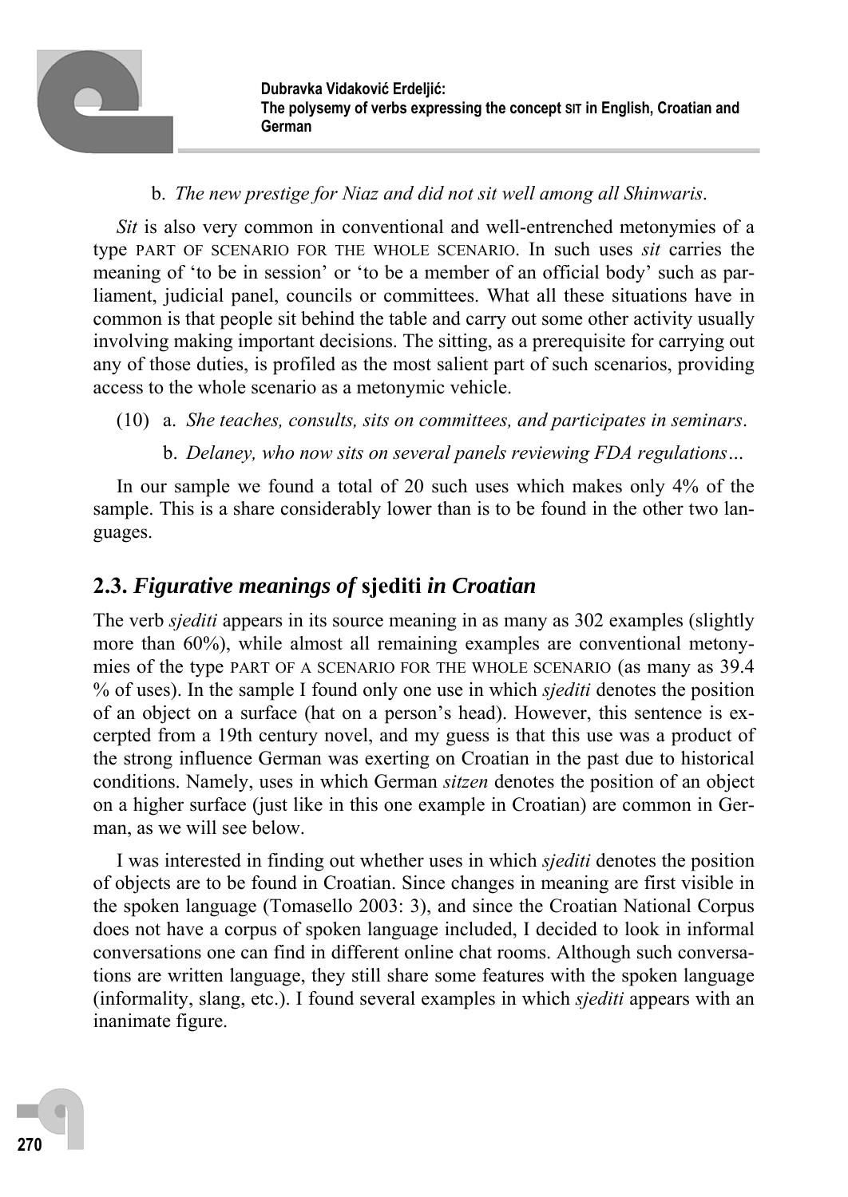b. *The new prestige for Niaz and did not sit well among all Shinwaris*.

*Sit* is also very common in conventional and well-entrenched metonymies of a type PART OF SCENARIO FOR THE WHOLE SCENARIO. In such uses *sit* carries the meaning of 'to be in session' or 'to be a member of an official body' such as parliament, judicial panel, councils or committees. What all these situations have in common is that people sit behind the table and carry out some other activity usually involving making important decisions. The sitting, as a prerequisite for carrying out any of those duties, is profiled as the most salient part of such scenarios, providing access to the whole scenario as a metonymic vehicle.

(10) a. *She teaches, consults, sits on committees, and participates in seminars*.

b. *Delaney, who now sits on several panels reviewing FDA regulations…*

In our sample we found a total of 20 such uses which makes only 4% of the sample. This is a share considerably lower than is to be found in the other two languages.

## 2.3. *Figurative meanings of* sjediti *in Croatian*

The verb *sjediti* appears in its source meaning in as many as 302 examples (slightly more than 60%), while almost all remaining examples are conventional metonymies of the type PART OF A SCENARIO FOR THE WHOLE SCENARIO (as many as 39.4 % of uses). In the sample I found only one use in which *sjediti* denotes the position of an object on a surface (hat on a person's head). However, this sentence is excerpted from a 19th century novel, and my guess is that this use was a product of the strong influence German was exerting on Croatian in the past due to historical conditions. Namely, uses in which German *sitzen* denotes the position of an object on a higher surface (just like in this one example in Croatian) are common in German, as we will see below.

I was interested in finding out whether uses in which *sjediti* denotes the position of objects are to be found in Croatian. Since changes in meaning are first visible in the spoken language (Tomasello 2003: 3), and since the Croatian National Corpus does not have a corpus of spoken language included, I decided to look in informal conversations one can find in different online chat rooms. Although such conversations are written language, they still share some features with the spoken language (informality, slang, etc.). I found several examples in which *sjediti* appears with an inanimate figure.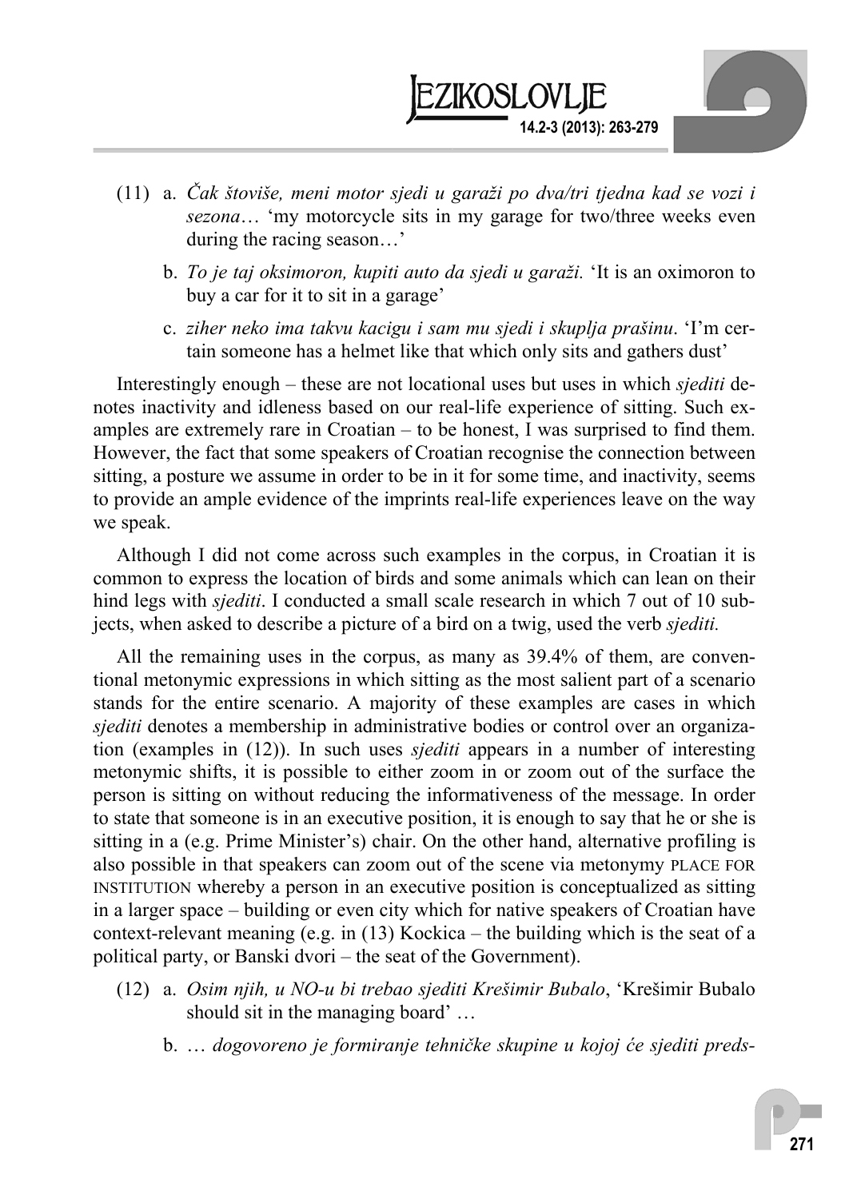(11) a. *Čak štoviše, meni motor sjedi u garaži po dva/tri tjedna kad se vozi i sezona*… 'my motorcycle sits in my garage for two/three weeks even during the racing season…'

b. *To je taj oksimoron, kupiti auto da sjedi u garaži.* 'It is an oximoron to buy a car for it to sit in a garage'

c. *ziher neko ima takvu kacigu i sam mu sjedi i skuplja prašinu*. 'I'm certain someone has a helmet like that which only sits and gathers dust'

Interestingly enough – these are not locational uses but uses in which *sjediti* denotes inactivity and idleness based on our real-life experience of sitting. Such examples are extremely rare in Croatian – to be honest, I was surprised to find them. However, the fact that some speakers of Croatian recognise the connection between sitting, a posture we assume in order to be in it for some time, and inactivity, seems to provide an ample evidence of the imprints real-life experiences leave on the way we speak.

Although I did not come across such examples in the corpus, in Croatian it is common to express the location of birds and some animals which can lean on their hind legs with *sjediti*. I conducted a small scale research in which 7 out of 10 subjects, when asked to describe a picture of a bird on a twig, used the verb *sjediti.*

All the remaining uses in the corpus, as many as 39.4% of them, are conventional metonymic expressions in which sitting as the most salient part of a scenario stands for the entire scenario. A majority of these examples are cases in which *sjediti* denotes a membership in administrative bodies or control over an organization (examples in (12)). In such uses *sjediti* appears in a number of interesting metonymic shifts, it is possible to either zoom in or zoom out of the surface the person is sitting on without reducing the informativeness of the message. In order to state that someone is in an executive position, it is enough to say that he or she is sitting in a (e.g. Prime Minister's) chair. On the other hand, alternative profiling is also possible in that speakers can zoom out of the scene via metonymy PLACE FOR INSTITUTION whereby a person in an executive position is conceptualized as sitting in a larger space – building or even city which for native speakers of Croatian have context-relevant meaning (e.g. in (13) Kockica – the building which is the seat of a political party, or Banski dvori – the seat of the Government).

(12) a. *Osim njih, u NO-u bi trebao sjediti Krešimir Bubalo*, 'Krešimir Bubalo should sit in the managing board' …

b. … *dogovoreno je formiranje tehničke skupine u kojoj će sjediti preds-*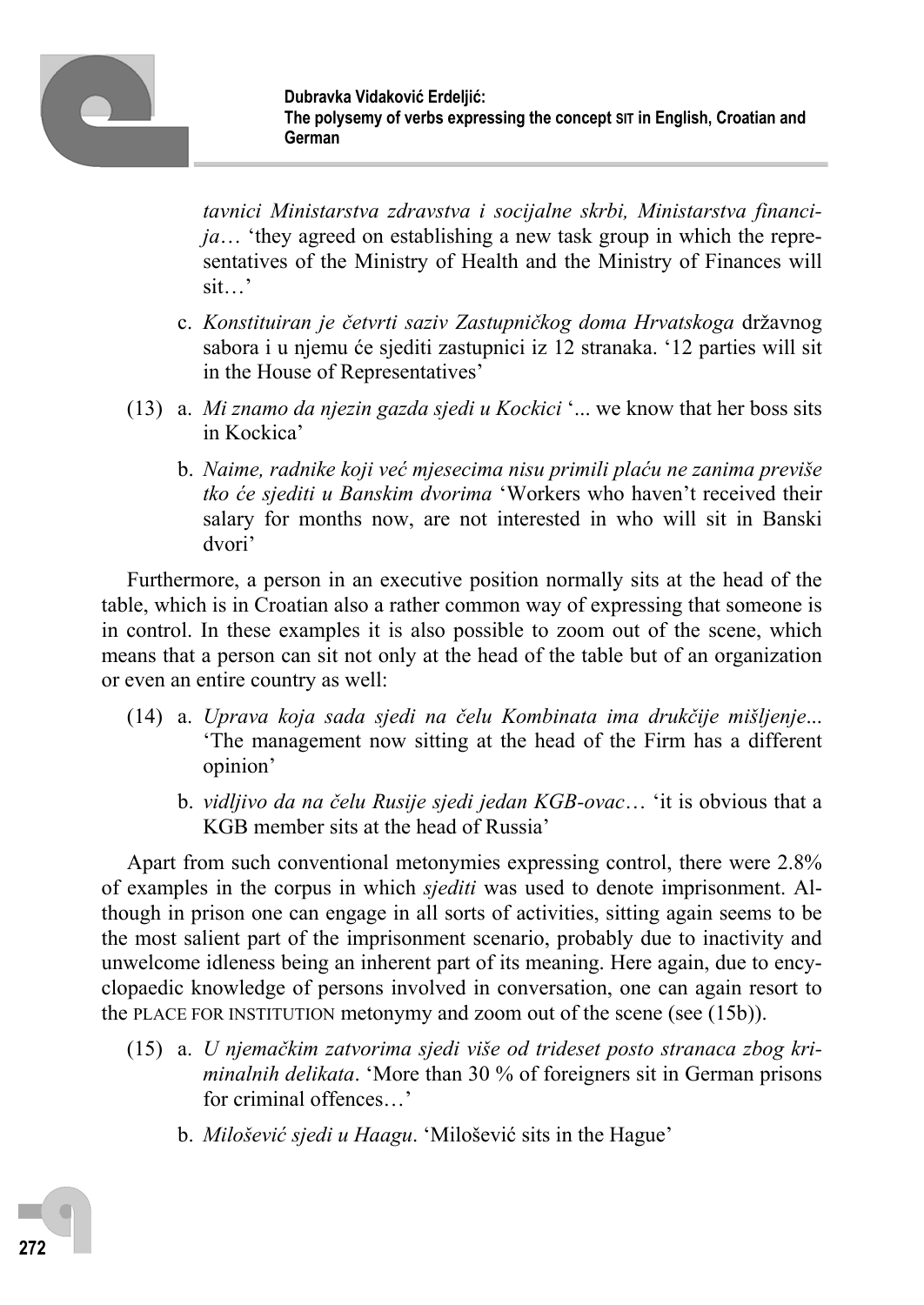*tavnici Ministarstva zdravstva i socijalne skrbi, Ministarstva financija*… 'they agreed on establishing a new task group in which the representatives of the Ministry of Health and the Ministry of Finances will sit…'

c. *Konstituiran je četvrti saziv Zastupničkog doma Hrvatskoga* državnog sabora i u njemu će sjediti zastupnici iz 12 stranaka. '12 parties will sit in the House of Representatives'

(13) a. *Mi znamo da njezin gazda sjedi u Kockici* '... we know that her boss sits in Kockica'

b. *Naime, radnike koji već mjesecima nisu primili plaću ne zanima previše tko će sjediti u Banskim dvorima* 'Workers who haven't received their salary for months now, are not interested in who will sit in Banski dvori'

Furthermore, a person in an executive position normally sits at the head of the table, which is in Croatian also a rather common way of expressing that someone is in control. In these examples it is also possible to zoom out of the scene, which means that a person can sit not only at the head of the table but of an organization or even an entire country as well:

(14) a. *Uprava koja sada sjedi na čelu Kombinata ima drukčije mišljenje*... 'The management now sitting at the head of the Firm has a different opinion'

b. *vidljivo da na čelu Rusije sjedi jedan KGB-ovac*… 'it is obvious that a KGB member sits at the head of Russia'

Apart from such conventional metonymies expressing control, there were 2.8% of examples in the corpus in which *sjediti* was used to denote imprisonment. Although in prison one can engage in all sorts of activities, sitting again seems to be the most salient part of the imprisonment scenario, probably due to inactivity and unwelcome idleness being an inherent part of its meaning. Here again, due to encyclopaedic knowledge of persons involved in conversation, one can again resort to the PLACE FOR INSTITUTION metonymy and zoom out of the scene (see (15b)).

(15) a. *U njemačkim zatvorima sjedi više od trideset posto stranaca zbog kriminalnih delikata*. 'More than 30 % of foreigners sit in German prisons for criminal offences…'

b. *Milošević sjedi u Haagu*. 'Milošević sits in the Hague'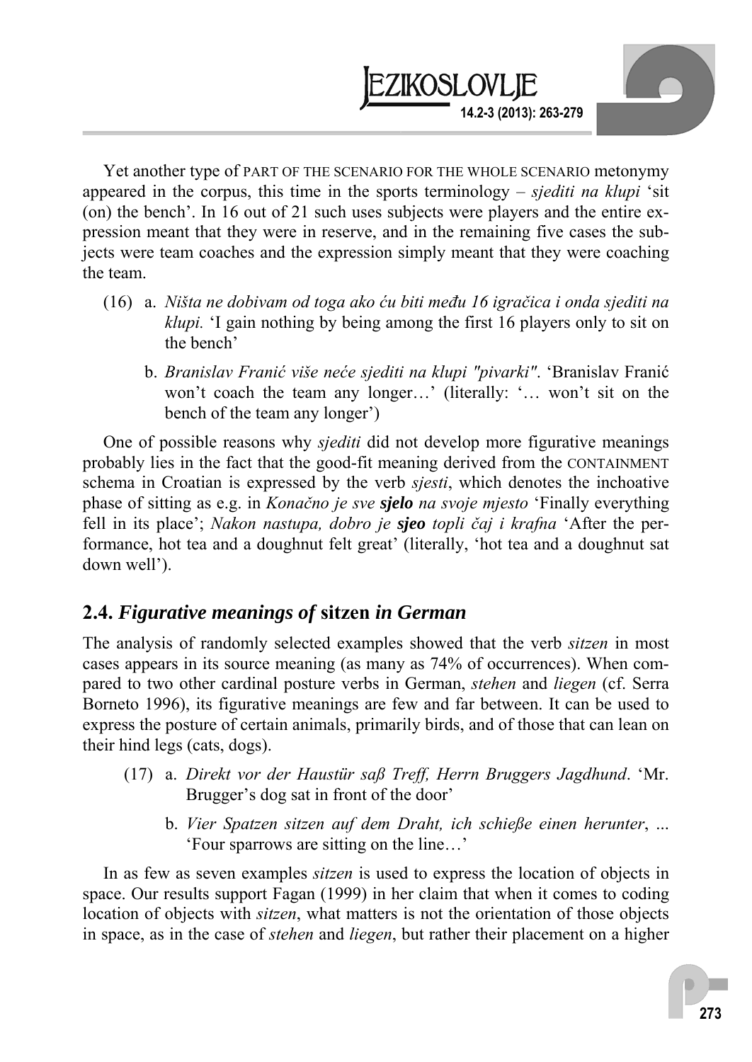Yet another type of PART OF THE SCENARIO FOR THE WHOLE SCENARIO metonymy appeared in the corpus, this time in the sports terminology – *sjediti na klupi* 'sit (on) the bench'. In 16 out of 21 such uses subjects were players and the entire expression meant that they were in reserve, and in the remaining five cases the subjects were team coaches and the expression simply meant that they were coaching the team.

(16) a. *Ništa ne dobivam od toga ako ću biti među 16 igračica i onda sjediti na klupi.* 'I gain nothing by being among the first 16 players only to sit on the bench'

b. *Branislav Franić više neće sjediti na klupi "pivarki".* 'Branislav Franić won't coach the team any longer…' (literally: '… won't sit on the bench of the team any longer')

One of possible reasons why *sjediti* did not develop more figurative meanings probably lies in the fact that the good-fit meaning derived from the CONTAINMENT schema in Croatian is expressed by the verb *sjesti*, which denotes the inchoative phase of sitting as e.g. in *Konačno je sve **sjelo** na svoje mjesto* 'Finally everything fell in its place'; *Nakon nastupa, dobro je **sjeo** topli čaj i krafna* 'After the performance, hot tea and a doughnut felt great' (literally, 'hot tea and a doughnut sat down well').

## 2.4. *Figurative meanings of* sitzen *in German*

The analysis of randomly selected examples showed that the verb *sitzen* in most cases appears in its source meaning (as many as 74% of occurrences). When compared to two other cardinal posture verbs in German, *stehen* and *liegen* (cf. Serra Borneto 1996), its figurative meanings are few and far between. It can be used to express the posture of certain animals, primarily birds, and of those that can lean on their hind legs (cats, dogs).

(17) a. *Direkt vor der Haustür saß Treff, Herrn Bruggers Jagdhund*. 'Mr. Brugger's dog sat in front of the door'

b. *Vier Spatzen sitzen auf dem Draht, ich schieße einen herunter*, ... 'Four sparrows are sitting on the line…'

In as few as seven examples *sitzen* is used to express the location of objects in space. Our results support Fagan (1999) in her claim that when it comes to coding location of objects with *sitzen*, what matters is not the orientation of those objects in space, as in the case of *stehen* and *liegen*, but rather their placement on a higher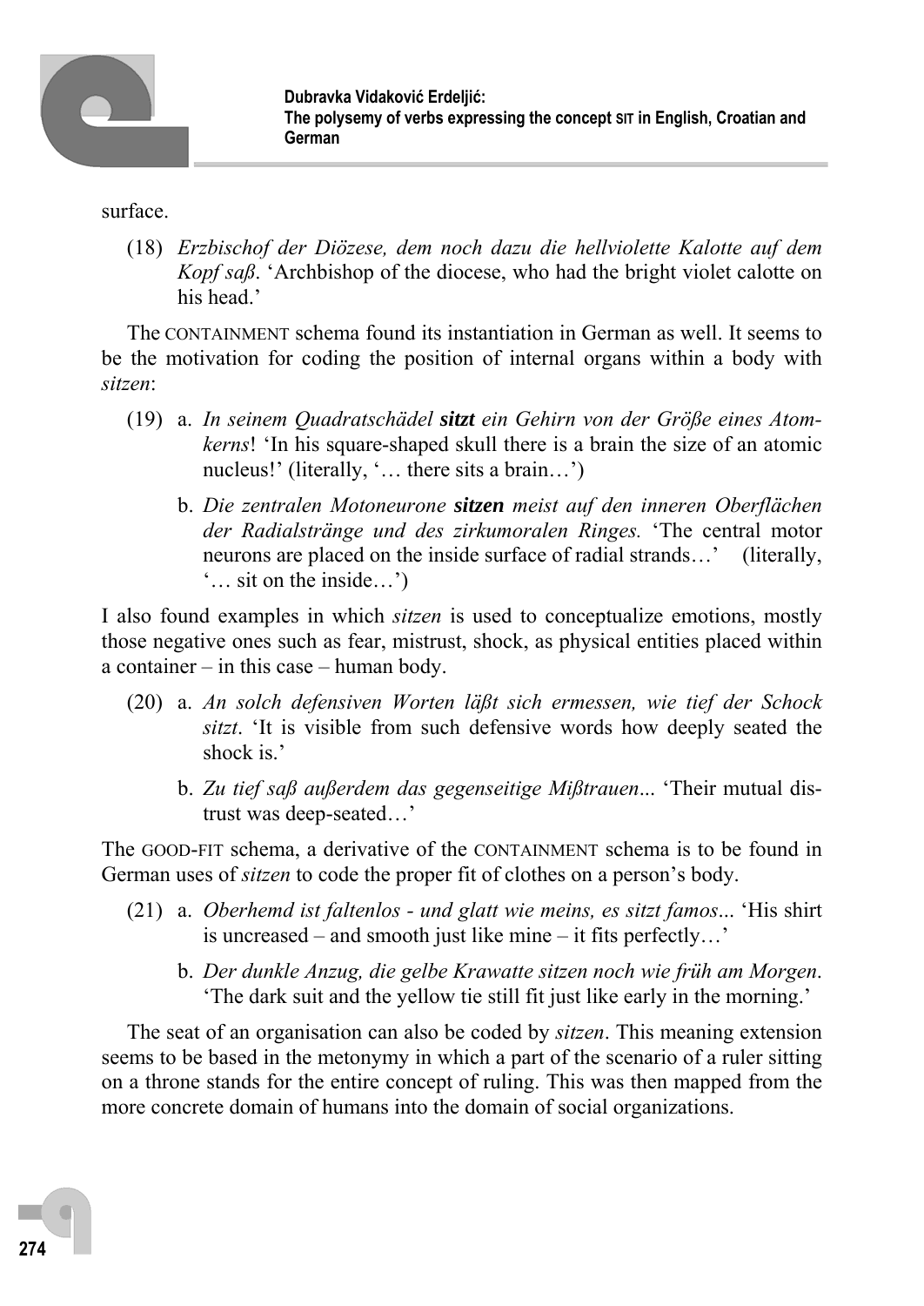surface.

(18) *Erzbischof der Diözese, dem noch dazu die hellviolette Kalotte auf dem Kopf saß*. 'Archbishop of the diocese, who had the bright violet calotte on his head.'

The CONTAINMENT schema found its instantiation in German as well. It seems to be the motivation for coding the position of internal organs within a body with *sitzen*:

(19) a. *In seinem Quadratschädel **sitzt** ein Gehirn von der Größe eines Atomkerns*! 'In his square-shaped skull there is a brain the size of an atomic nucleus!' (literally, '… there sits a brain…')

b. *Die zentralen Motoneurone **sitzen** meist auf den inneren Oberflächen der Radialstränge und des zirkumoralen Ringes.* 'The central motor neurons are placed on the inside surface of radial strands…' (literally, '… sit on the inside…')

I also found examples in which *sitzen* is used to conceptualize emotions, mostly those negative ones such as fear, mistrust, shock, as physical entities placed within a container – in this case – human body.

(20) a. *An solch defensiven Worten läßt sich ermessen, wie tief der Schock sitzt*. 'It is visible from such defensive words how deeply seated the shock is.'

b. *Zu tief saß außerdem das gegenseitige Mißtrauen*... 'Their mutual distrust was deep-seated…'

The GOOD-FIT schema, a derivative of the CONTAINMENT schema is to be found in German uses of *sitzen* to code the proper fit of clothes on a person's body.

(21) a. *Oberhemd ist faltenlos - und glatt wie meins, es sitzt famos*... 'His shirt is uncreased – and smooth just like mine – it fits perfectly…'

b. *Der dunkle Anzug, die gelbe Krawatte sitzen noch wie früh am Morgen*. 'The dark suit and the yellow tie still fit just like early in the morning.'

The seat of an organisation can also be coded by *sitzen*. This meaning extension seems to be based in the metonymy in which a part of the scenario of a ruler sitting on a throne stands for the entire concept of ruling. This was then mapped from the more concrete domain of humans into the domain of social organizations.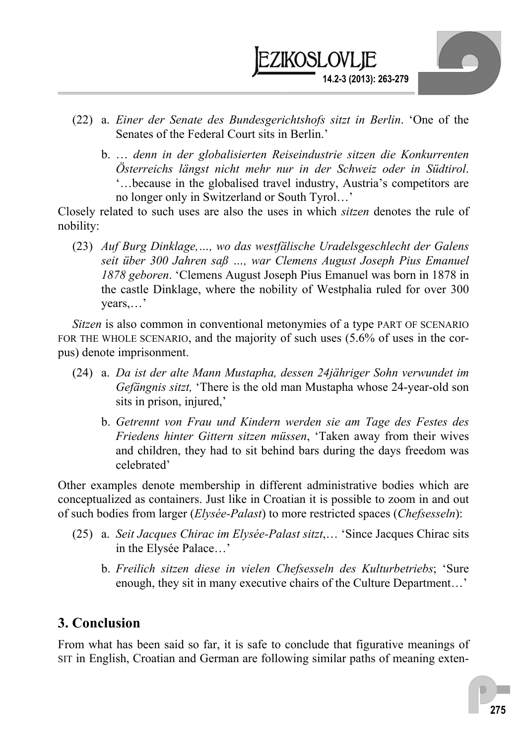(22) a. *Einer der Senate des Bundesgerichtshofs sitzt in Berlin*. 'One of the Senates of the Federal Court sits in Berlin.'

b. *… denn in der globalisierten Reiseindustrie sitzen die Konkurrenten Österreichs längst nicht mehr nur in der Schweiz oder in Südtirol*. '…because in the globalised travel industry, Austria's competitors are no longer only in Switzerland or South Tyrol…'

Closely related to such uses are also the uses in which *sitzen* denotes the rule of nobility:

(23) *Auf Burg Dinklage,…, wo das westfälische Uradelsgeschlecht der Galens seit über 300 Jahren saß …, war Clemens August Joseph Pius Emanuel 1878 geboren*. 'Clemens August Joseph Pius Emanuel was born in 1878 in the castle Dinklage, where the nobility of Westphalia ruled for over 300 years,…'

*Sitzen* is also common in conventional metonymies of a type PART OF SCENARIO FOR THE WHOLE SCENARIO, and the majority of such uses (5.6% of uses in the corpus) denote imprisonment.

(24) a. *Da ist der alte Mann Mustapha, dessen 24jähriger Sohn verwundet im Gefängnis sitzt,* 'There is the old man Mustapha whose 24-year-old son sits in prison, injured,'

b. *Getrennt von Frau und Kindern werden sie am Tage des Festes des Friedens hinter Gittern sitzen müssen*, 'Taken away from their wives and children, they had to sit behind bars during the days freedom was celebrated'

Other examples denote membership in different administrative bodies which are conceptualized as containers. Just like in Croatian it is possible to zoom in and out of such bodies from larger (*Elysée-Palast*) to more restricted spaces (*Chefsesseln*):

(25) a. *Seit Jacques Chirac im Elysée-Palast sitzt*,… 'Since Jacques Chirac sits in the Elysée Palace…'

b. *Freilich sitzen diese in vielen Chefsesseln des Kulturbetriebs*; 'Sure enough, they sit in many executive chairs of the Culture Department…'

## 3. Conclusion

From what has been said so far, it is safe to conclude that figurative meanings of SIT in English, Croatian and German are following similar paths of meaning exten-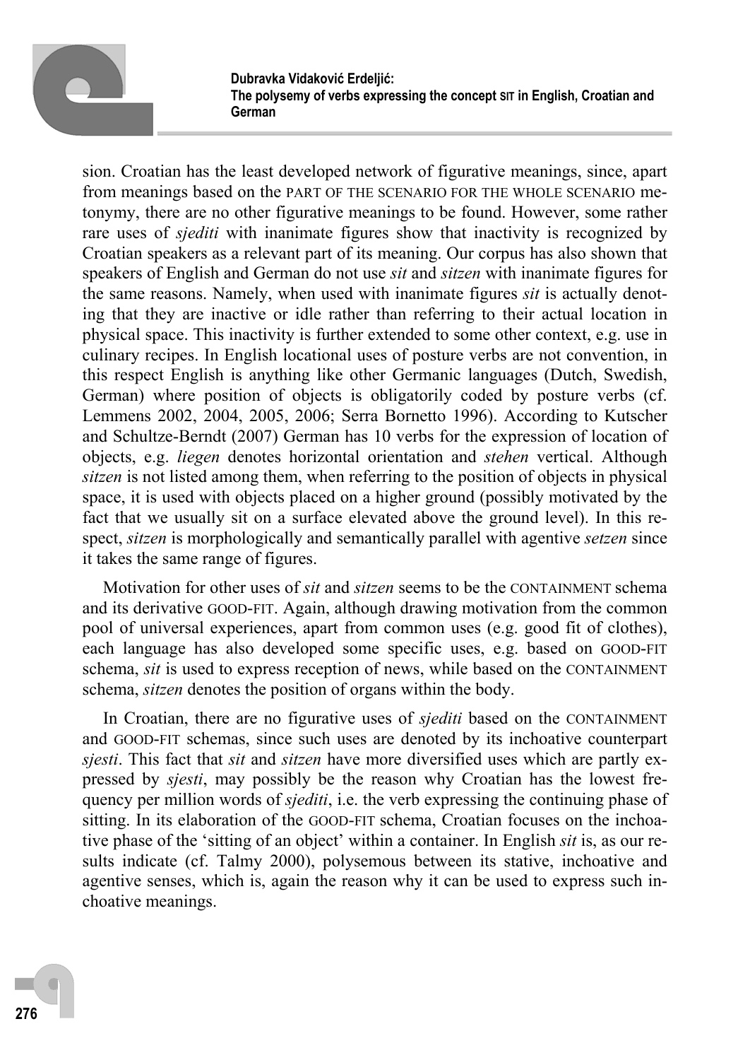sion. Croatian has the least developed network of figurative meanings, since, apart from meanings based on the PART OF THE SCENARIO FOR THE WHOLE SCENARIO metonymy, there are no other figurative meanings to be found. However, some rather rare uses of *sjediti* with inanimate figures show that inactivity is recognized by Croatian speakers as a relevant part of its meaning. Our corpus has also shown that speakers of English and German do not use *sit* and *sitzen* with inanimate figures for the same reasons. Namely, when used with inanimate figures *sit* is actually denoting that they are inactive or idle rather than referring to their actual location in physical space. This inactivity is further extended to some other context, e.g. use in culinary recipes. In English locational uses of posture verbs are not convention, in this respect English is anything like other Germanic languages (Dutch, Swedish, German) where position of objects is obligatorily coded by posture verbs (cf. Lemmens 2002, 2004, 2005, 2006; Serra Bornetto 1996). According to Kutscher and Schultze-Berndt (2007) German has 10 verbs for the expression of location of objects, e.g. *liegen* denotes horizontal orientation and *stehen* vertical. Although *sitzen* is not listed among them, when referring to the position of objects in physical space, it is used with objects placed on a higher ground (possibly motivated by the fact that we usually sit on a surface elevated above the ground level). In this respect, *sitzen* is morphologically and semantically parallel with agentive *setzen* since it takes the same range of figures.

Motivation for other uses of *sit* and *sitzen* seems to be the CONTAINMENT schema and its derivative GOOD-FIT. Again, although drawing motivation from the common pool of universal experiences, apart from common uses (e.g. good fit of clothes), each language has also developed some specific uses, e.g. based on GOOD-FIT schema, *sit* is used to express reception of news, while based on the CONTAINMENT schema, *sitzen* denotes the position of organs within the body.

In Croatian, there are no figurative uses of *sjediti* based on the CONTAINMENT and GOOD-FIT schemas, since such uses are denoted by its inchoative counterpart *sjesti*. This fact that *sit* and *sitzen* have more diversified uses which are partly expressed by *sjesti*, may possibly be the reason why Croatian has the lowest frequency per million words of *sjediti*, i.e. the verb expressing the continuing phase of sitting. In its elaboration of the GOOD-FIT schema, Croatian focuses on the inchoative phase of the 'sitting of an object' within a container. In English *sit* is, as our results indicate (cf. Talmy 2000), polysemous between its stative, inchoative and agentive senses, which is, again the reason why it can be used to express such inchoative meanings.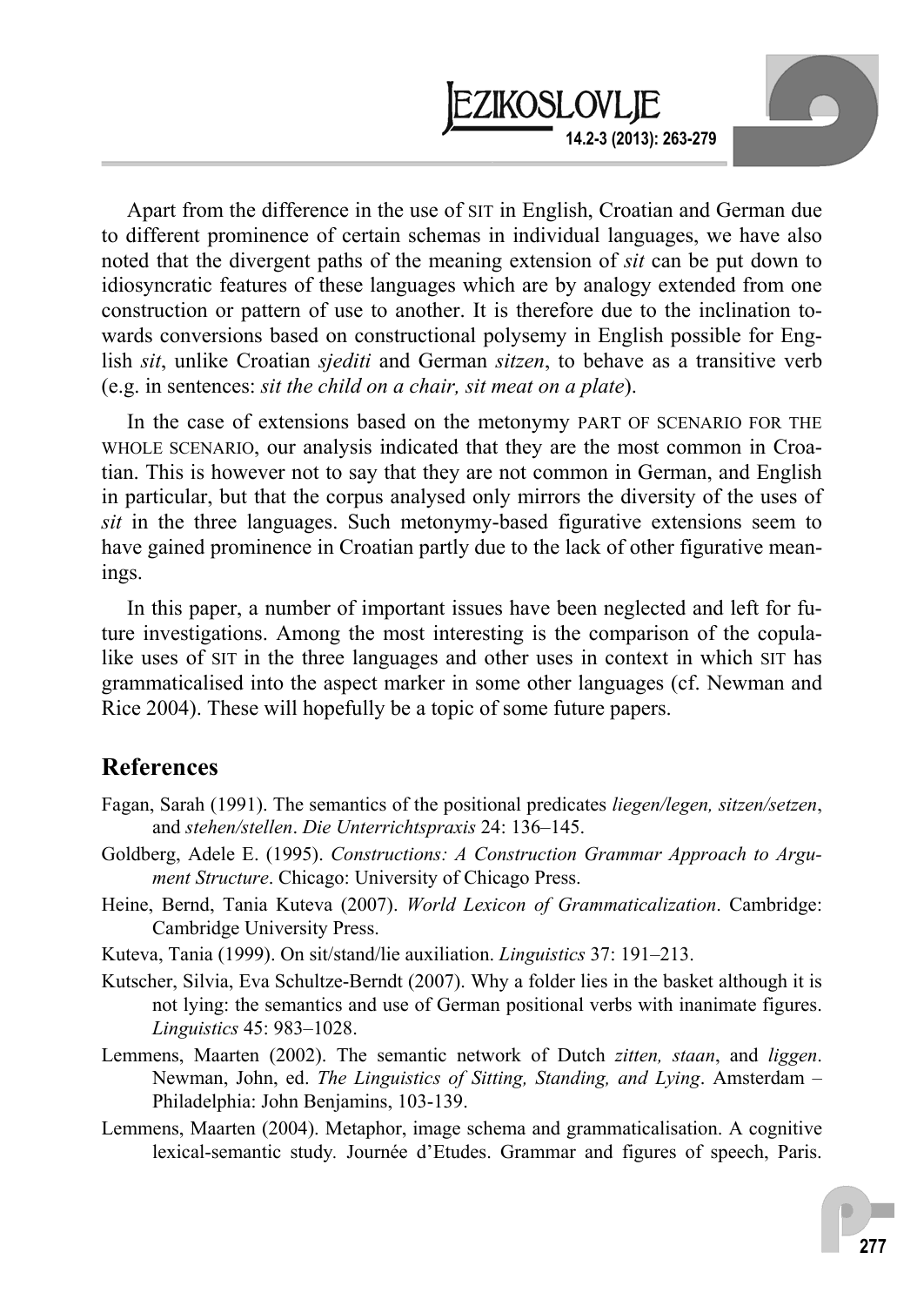Apart from the difference in the use of SIT in English, Croatian and German due to different prominence of certain schemas in individual languages, we have also noted that the divergent paths of the meaning extension of *sit* can be put down to idiosyncratic features of these languages which are by analogy extended from one construction or pattern of use to another. It is therefore due to the inclination towards conversions based on constructional polysemy in English possible for English *sit*, unlike Croatian *sjediti* and German *sitzen*, to behave as a transitive verb (e.g. in sentences: *sit the child on a chair, sit meat on a plate*).

In the case of extensions based on the metonymy PART OF SCENARIO FOR THE WHOLE SCENARIO, our analysis indicated that they are the most common in Croatian. This is however not to say that they are not common in German, and English in particular, but that the corpus analysed only mirrors the diversity of the uses of *sit* in the three languages. Such metonymy-based figurative extensions seem to have gained prominence in Croatian partly due to the lack of other figurative meanings.

In this paper, a number of important issues have been neglected and left for future investigations. Among the most interesting is the comparison of the copula-like uses of SIT in the three languages and other uses in context in which SIT has grammaticalised into the aspect marker in some other languages (cf. Newman and Rice 2004). These will hopefully be a topic of some future papers.

## References

Fagan, Sarah (1991). The semantics of the positional predicates *liegen/legen, sitzen/setzen*, and *stehen/stellen*. *Die Unterrichtspraxis* 24: 136–145.

Goldberg, Adele E. (1995). *Constructions: A Construction Grammar Approach to Argument Structure*. Chicago: University of Chicago Press.

Heine, Bernd, Tania Kuteva (2007). *World Lexicon of Grammaticalization*. Cambridge: Cambridge University Press.

Kuteva, Tania (1999). On sit/stand/lie auxiliation. *Linguistics* 37: 191–213.

Kutscher, Silvia, Eva Schultze-Berndt (2007). Why a folder lies in the basket although it is not lying: the semantics and use of German positional verbs with inanimate figures. *Linguistics* 45: 983–1028.

Lemmens, Maarten (2002). The semantic network of Dutch *zitten, staan*, and *liggen*. Newman, John, ed. *The Linguistics of Sitting, Standing, and Lying*. Amsterdam – Philadelphia: John Benjamins, 103-139.

Lemmens, Maarten (2004). Metaphor, image schema and grammaticalisation. A cognitive lexical-semantic study. Journée d'Etudes. Grammar and figures of speech, Paris.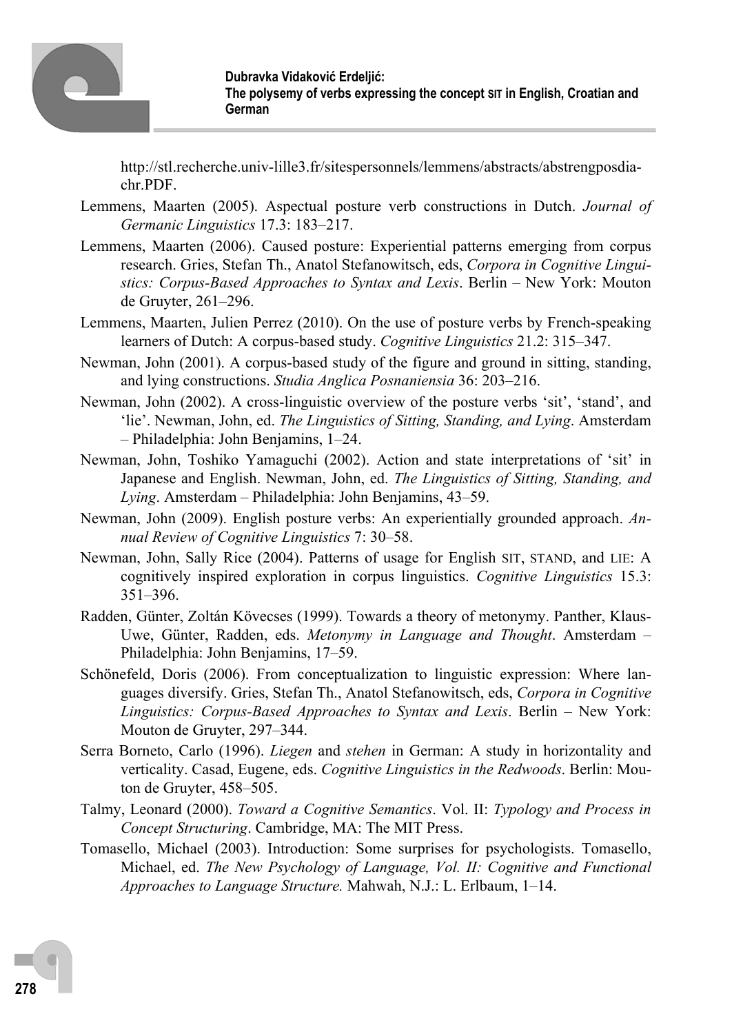http://stl.recherche.univ-lille3.fr/sitespersonnels/lemmens/abstracts/abstrengposdiachr.PDF.

Lemmens, Maarten (2005). Aspectual posture verb constructions in Dutch. *Journal of Germanic Linguistics* 17.3: 183–217.

Lemmens, Maarten (2006). Caused posture: Experiential patterns emerging from corpus research. Gries, Stefan Th., Anatol Stefanowitsch, eds, *Corpora in Cognitive Linguistics: Corpus-Based Approaches to Syntax and Lexis*. Berlin – New York: Mouton de Gruyter, 261–296.

Lemmens, Maarten, Julien Perrez (2010). On the use of posture verbs by French-speaking learners of Dutch: A corpus-based study. *Cognitive Linguistics* 21.2: 315–347.

Newman, John (2001). A corpus-based study of the figure and ground in sitting, standing, and lying constructions. *Studia Anglica Posnaniensia* 36: 203–216.

Newman, John (2002). A cross-linguistic overview of the posture verbs 'sit', 'stand', and 'lie'. Newman, John, ed. *The Linguistics of Sitting, Standing, and Lying*. Amsterdam – Philadelphia: John Benjamins, 1–24.

Newman, John, Toshiko Yamaguchi (2002). Action and state interpretations of 'sit' in Japanese and English. Newman, John, ed. *The Linguistics of Sitting, Standing, and Lying*. Amsterdam – Philadelphia: John Benjamins, 43–59.

Newman, John (2009). English posture verbs: An experientially grounded approach. *Annual Review of Cognitive Linguistics* 7: 30–58.

Newman, John, Sally Rice (2004). Patterns of usage for English SIT, STAND, and LIE: A cognitively inspired exploration in corpus linguistics. *Cognitive Linguistics* 15.3: 351–396.

Radden, Günter, Zoltán Kövecses (1999). Towards a theory of metonymy. Panther, Klaus-Uwe, Günter, Radden, eds. *Metonymy in Language and Thought*. Amsterdam – Philadelphia: John Benjamins, 17–59.

Schönefeld, Doris (2006). From conceptualization to linguistic expression: Where languages diversify. Gries, Stefan Th., Anatol Stefanowitsch, eds, *Corpora in Cognitive Linguistics: Corpus-Based Approaches to Syntax and Lexis*. Berlin – New York: Mouton de Gruyter, 297–344.

Serra Borneto, Carlo (1996). *Liegen* and *stehen* in German: A study in horizontality and verticality. Casad, Eugene, eds. *Cognitive Linguistics in the Redwoods*. Berlin: Mouton de Gruyter, 458–505.

Talmy, Leonard (2000). *Toward a Cognitive Semantics*. Vol. II: *Typology and Process in Concept Structuring*. Cambridge, MA: The MIT Press.

Tomasello, Michael (2003). Introduction: Some surprises for psychologists. Tomasello, Michael, ed. *The New Psychology of Language, Vol. II: Cognitive and Functional Approaches to Language Structure.* Mahwah, N.J.: L. Erlbaum, 1–14.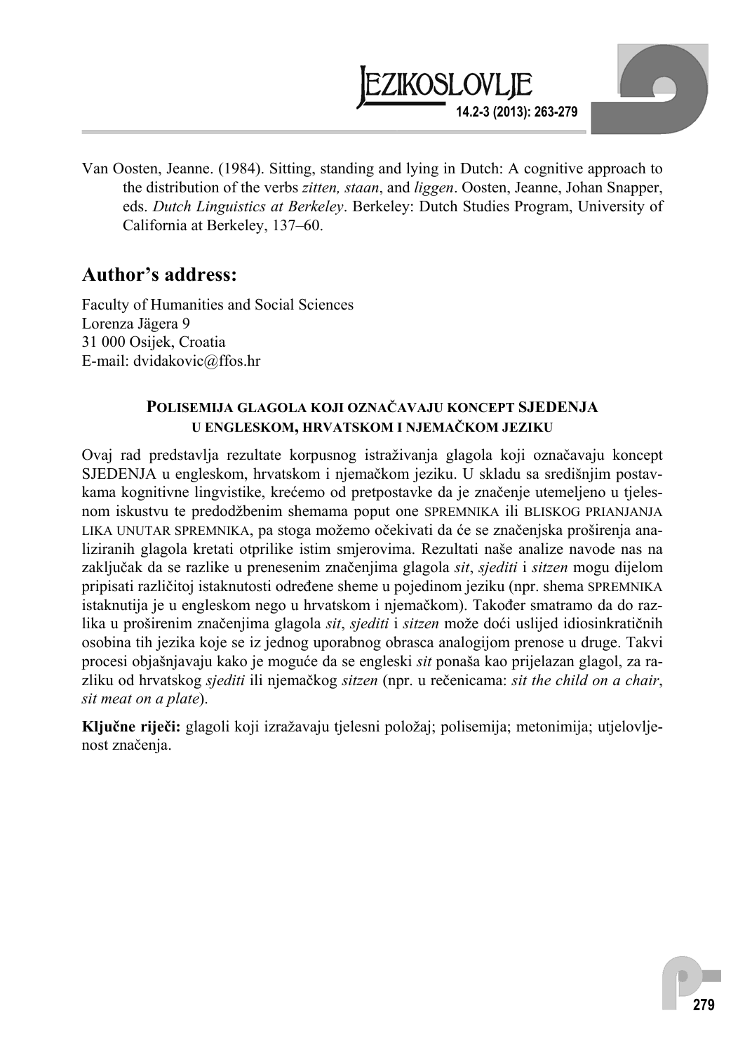Van Oosten, Jeanne. (1984). Sitting, standing and lying in Dutch: A cognitive approach to the distribution of the verbs *zitten, staan*, and *liggen*. Oosten, Jeanne, Johan Snapper, eds. *Dutch Linguistics at Berkeley*. Berkeley: Dutch Studies Program, University of California at Berkeley, 137–60.

## Author's address:

Faculty of Humanities and Social Sciences
Lorenza Jägera 9
31 000 Osijek, Croatia
E-mail: dvidakovic@ffos.hr

### POLISEMIJA GLAGOLA KOJI OZNAČAVAJU KONCEPT SJEDENJA U ENGLESKOM, HRVATSKOM I NJEMAČKOM JEZIKU

Ovaj rad predstavlja rezultate korpusnog istraživanja glagola koji označavaju koncept SJEDENJA u engleskom, hrvatskom i njemačkom jeziku. U skladu sa središnjim postavkama kognitivne lingvistike, krećemo od pretpostavke da je značenje utemeljeno u tjelesnom iskustvu te predodžbenim shemama poput one SPREMNIKA ili BLISKOG PRIANJANJA LIKA UNUTAR SPREMNIKA, pa stoga možemo očekivati da će se značenjska proširenja analiziranih glagola kretati otprilike istim smjerovima. Rezultati naše analize navode nas na zaključak da se razlike u prenesenim značenjima glagola *sit*, *sjediti* i *sitzen* mogu dijelom pripisati različitoj istaknutosti određene sheme u pojedinom jeziku (npr. shema SPREMNIKA istaknutija je u engleskom nego u hrvatskom i njemačkom). Također smatramo da do razlika u proširenim značenjima glagola *sit*, *sjediti* i *sitzen* može doći uslijed idiosinkratičnih osobina tih jezika koje se iz jednog uporabnog obrasca analogijom prenose u druge. Takvi procesi objašnjavaju kako je moguće da se engleski *sit* ponaša kao prijelazan glagol, za razliku od hrvatskog *sjediti* ili njemačkog *sitzen* (npr. u rečenicama: *sit the child on a chair*, *sit meat on a plate*).

**Ključne riječi:** glagoli koji izražavaju tjelesni položaj; polisemija; metonimija; utjelovljenost značenja.